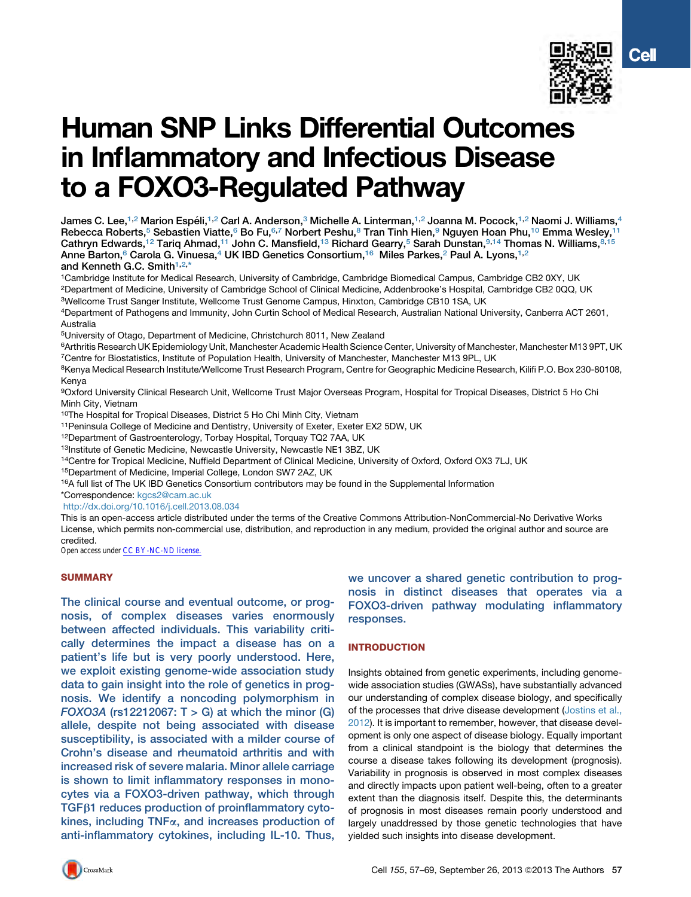# Human SNP Links Differential Outcomes in Inflammatory and Infectious Disease to a FOXO3-Regulated Pathway

James C. Lee,[1,2] Marion Espéli,[1,2] Carl A. Anderson,[3] Michelle A. Linterman,[1,2] Joanna M. Pocock,[1,2] Naomi J. Williams,[4] Rebecca Roberts,[5] Sebastien Viatte,[6] Bo Fu,[6,7] Norbert Peshu,[8] Tran Tinh Hien,[9] Nguyen Hoan Phu,[10] Emma Wesley,[11] Cathryn Edwards,[12] Tariq Ahmad,[11] John C. Mansfield,[13] Richard Gearry,[5] Sarah Dunstan,[9,14] Thomas N. Williams,[8,15] Anne Barton,[6] Carola G. Vinuesa,[4] UK IBD Genetics Consortium,[16] Miles Parkes,[2] Paul A. Lyons,[1,2] and Kenneth G.C. Smith[1,2,*]

[1]Cambridge Institute for Medical Research, University of Cambridge, Cambridge Biomedical Campus, Cambridge CB2 0XY, UK
[2]Department of Medicine, University of Cambridge School of Clinical Medicine, Addenbrooke's Hospital, Cambridge CB2 0QQ, UK
[3]Wellcome Trust Sanger Institute, Wellcome Trust Genome Campus, Hinxton, Cambridge CB10 1SA, UK
[4]Department of Pathogens and Immunity, John Curtin School of Medical Research, Australian National University, Canberra ACT 2601, Australia
[5]University of Otago, Department of Medicine, Christchurch 8011, New Zealand
[6]Arthritis Research UK Epidemiology Unit, Manchester Academic Health Science Center, University of Manchester, Manchester M13 9PT, UK
[7]Centre for Biostatistics, Institute of Population Health, University of Manchester, Manchester M13 9PL, UK
[8]Kenya Medical Research Institute/Wellcome Trust Research Program, Centre for Geographic Medicine Research, Kilifi P.O. Box 230-80108, Kenya
[9]Oxford University Clinical Research Unit, Wellcome Trust Major Overseas Program, Hospital for Tropical Diseases, District 5 Ho Chi Minh City, Vietnam
[10]The Hospital for Tropical Diseases, District 5 Ho Chi Minh City, Vietnam
[11]Peninsula College of Medicine and Dentistry, University of Exeter, Exeter EX2 5DW, UK
[12]Department of Gastroenterology, Torbay Hospital, Torquay TQ2 7AA, UK
[13]Institute of Genetic Medicine, Newcastle University, Newcastle NE1 3BZ, UK
[14]Centre for Tropical Medicine, Nuffield Department of Clinical Medicine, University of Oxford, Oxford OX3 7LJ, UK
[15]Department of Medicine, Imperial College, London SW7 2AZ, UK
[16]A full list of The UK IBD Genetics Consortium contributors may be found in the Supplemental Information
*Correspondence: kgcs2@cam.ac.uk
http://dx.doi.org/10.1016/j.cell.2013.08.034

This is an open-access article distributed under the terms of the Creative Commons Attribution-NonCommercial-No Derivative Works License, which permits non-commercial use, distribution, and reproduction in any medium, provided the original author and source are credited.
Open access under CC BY-NC-ND license.

## SUMMARY

The clinical course and eventual outcome, or prognosis, of complex diseases varies enormously between affected individuals. This variability critically determines the impact a disease has on a patient's life but is very poorly understood. Here, we exploit existing genome-wide association study data to gain insight into the role of genetics in prognosis. We identify a noncoding polymorphism in *FOXO3A* (rs12212067: T > G) at which the minor (G) allele, despite not being associated with disease susceptibility, is associated with a milder course of Crohn's disease and rheumatoid arthritis and with increased risk of severe malaria. Minor allele carriage is shown to limit inflammatory responses in monocytes via a FOXO3-driven pathway, which through TGFβ1 reduces production of proinflammatory cytokines, including TNFα, and increases production of anti-inflammatory cytokines, including IL-10. Thus, we uncover a shared genetic contribution to prognosis in distinct diseases that operates via a FOXO3-driven pathway modulating inflammatory responses.

## INTRODUCTION

Insights obtained from genetic experiments, including genome-wide association studies (GWASs), have substantially advanced our understanding of complex disease biology, and specifically of the processes that drive disease development (Jostins et al., 2012). It is important to remember, however, that disease development is only one aspect of disease biology. Equally important from a clinical standpoint is the biology that determines the course a disease takes following its development (prognosis). Variability in prognosis is observed in most complex diseases and directly impacts upon patient well-being, often to a greater extent than the diagnosis itself. Despite this, the determinants of prognosis in most diseases remain poorly understood and largely unaddressed by those genetic technologies that have yielded such insights into disease development.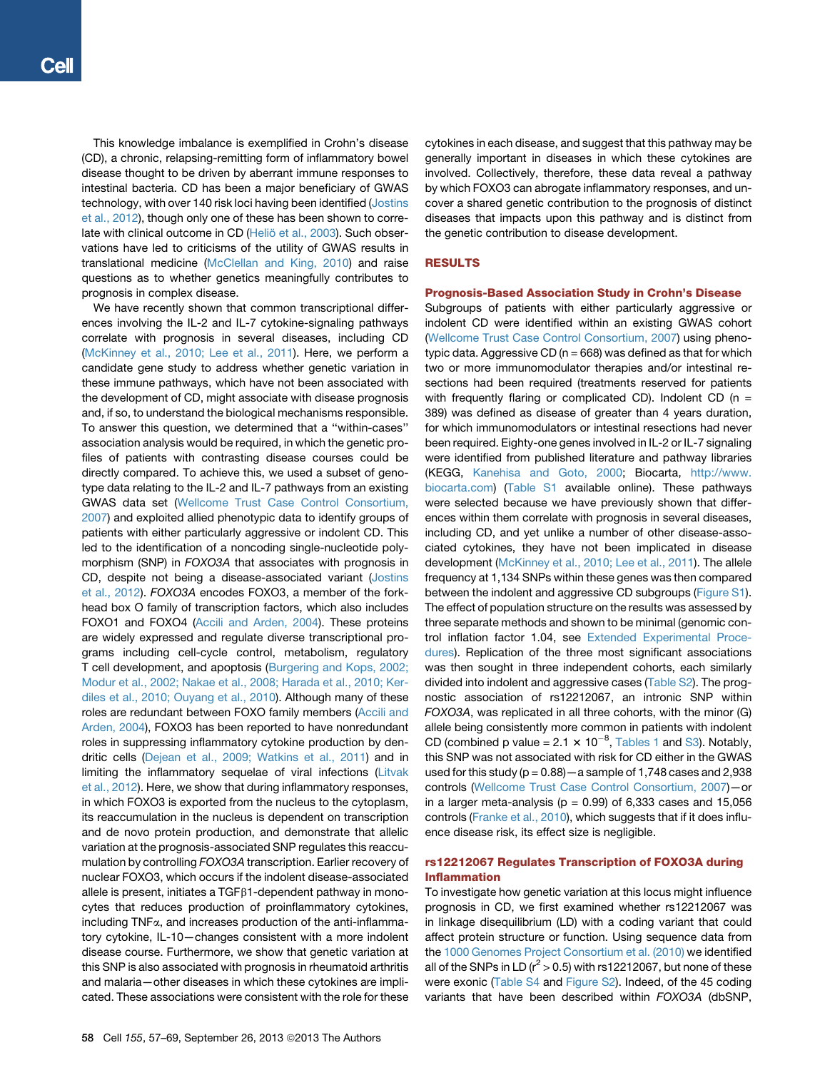This knowledge imbalance is exemplified in Crohn's disease (CD), a chronic, relapsing-remitting form of inflammatory bowel disease thought to be driven by aberrant immune responses to intestinal bacteria. CD has been a major beneficiary of GWAS technology, with over 140 risk loci having been identified (Jostins et al., 2012), though only one of these has been shown to correlate with clinical outcome in CD (Heliö et al., 2003). Such observations have led to criticisms of the utility of GWAS results in translational medicine (McClellan and King, 2010) and raise questions as to whether genetics meaningfully contributes to prognosis in complex disease.

We have recently shown that common transcriptional differences involving the IL-2 and IL-7 cytokine-signaling pathways correlate with prognosis in several diseases, including CD (McKinney et al., 2010; Lee et al., 2011). Here, we perform a candidate gene study to address whether genetic variation in these immune pathways, which have not been associated with the development of CD, might associate with disease prognosis and, if so, to understand the biological mechanisms responsible. To answer this question, we determined that a "within-cases" association analysis would be required, in which the genetic profiles of patients with contrasting disease courses could be directly compared. To achieve this, we used a subset of genotype data relating to the IL-2 and IL-7 pathways from an existing GWAS data set (Wellcome Trust Case Control Consortium, 2007) and exploited allied phenotypic data to identify groups of patients with either particularly aggressive or indolent CD. This led to the identification of a noncoding single-nucleotide polymorphism (SNP) in *FOXO3A* that associates with prognosis in CD, despite not being a disease-associated variant (Jostins et al., 2012). *FOXO3A* encodes FOXO3, a member of the forkhead box O family of transcription factors, which also includes FOXO1 and FOXO4 (Accili and Arden, 2004). These proteins are widely expressed and regulate diverse transcriptional programs including cell-cycle control, metabolism, regulatory T cell development, and apoptosis (Burgering and Kops, 2002; Modur et al., 2002; Nakae et al., 2008; Harada et al., 2010; Kerdiles et al., 2010; Ouyang et al., 2010). Although many of these roles are redundant between FOXO family members (Accili and Arden, 2004), FOXO3 has been reported to have nonredundant roles in suppressing inflammatory cytokine production by dendritic cells (Dejean et al., 2009; Watkins et al., 2011) and in limiting the inflammatory sequelae of viral infections (Litvak et al., 2012). Here, we show that during inflammatory responses, in which FOXO3 is exported from the nucleus to the cytoplasm, its reaccumulation in the nucleus is dependent on transcription and de novo protein production, and demonstrate that allelic variation at the prognosis-associated SNP regulates this reaccumulation by controlling *FOXO3A* transcription. Earlier recovery of nuclear FOXO3, which occurs if the indolent disease-associated allele is present, initiates a TGFβ1-dependent pathway in monocytes that reduces production of proinflammatory cytokines, including TNFα, and increases production of the anti-inflammatory cytokine, IL-10—changes consistent with a more indolent disease course. Furthermore, we show that genetic variation at this SNP is also associated with prognosis in rheumatoid arthritis and malaria—other diseases in which these cytokines are implicated. These associations were consistent with the role for these cytokines in each disease, and suggest that this pathway may be generally important in diseases in which these cytokines are involved. Collectively, therefore, these data reveal a pathway by which FOXO3 can abrogate inflammatory responses, and uncover a shared genetic contribution to the prognosis of distinct diseases that impacts upon this pathway and is distinct from the genetic contribution to disease development.

## RESULTS

### Prognosis-Based Association Study in Crohn's Disease

Subgroups of patients with either particularly aggressive or indolent CD were identified within an existing GWAS cohort (Wellcome Trust Case Control Consortium, 2007) using phenotypic data. Aggressive CD ($n = 668$) was defined as that for which two or more immunomodulator therapies and/or intestinal resections had been required (treatments reserved for patients with frequently flaring or complicated CD). Indolent CD ($n = 389$) was defined as disease of greater than 4 years duration, for which immunomodulators or intestinal resections had never been required. Eighty-one genes involved in IL-2 or IL-7 signaling were identified from published literature and pathway libraries (KEGG, Kanehisa and Goto, 2000; Biocarta, http://www.biocarta.com) (Table S1 available online). These pathways were selected because we have previously shown that differences within them correlate with prognosis in several diseases, including CD, and yet unlike a number of other disease-associated cytokines, they have not been implicated in disease development (McKinney et al., 2010; Lee et al., 2011). The allele frequency at 1,134 SNPs within these genes was then compared between the indolent and aggressive CD subgroups (Figure S1). The effect of population structure on the results was assessed by three separate methods and shown to be minimal (genomic control inflation factor 1.04, see Extended Experimental Procedures). Replication of the three most significant associations was then sought in three independent cohorts, each similarly divided into indolent and aggressive cases (Table S2). The prognostic association of rs12212067, an intronic SNP within *FOXO3A*, was replicated in all three cohorts, with the minor (G) allele being consistently more common in patients with indolent CD (combined p value $= 2.1 \times 10^{-8}$, Tables 1 and S3). Notably, this SNP was not associated with risk for CD either in the GWAS used for this study ($p = 0.88$)—a sample of 1,748 cases and 2,938 controls (Wellcome Trust Case Control Consortium, 2007)—or in a larger meta-analysis ($p = 0.99$) of 6,333 cases and 15,056 controls (Franke et al., 2010), which suggests that if it does influence disease risk, its effect size is negligible.

### rs12212067 Regulates Transcription of FOXO3A during Inflammation

To investigate how genetic variation at this locus might influence prognosis in CD, we first examined whether rs12212067 was in linkage disequilibrium (LD) with a coding variant that could affect protein structure or function. Using sequence data from the 1000 Genomes Project Consortium et al. (2010) we identified all of the SNPs in LD ($r^2 > 0.5$) with rs12212067, but none of these were exonic (Table S4 and Figure S2). Indeed, of the 45 coding variants that have been described within *FOXO3A* (dbSNP,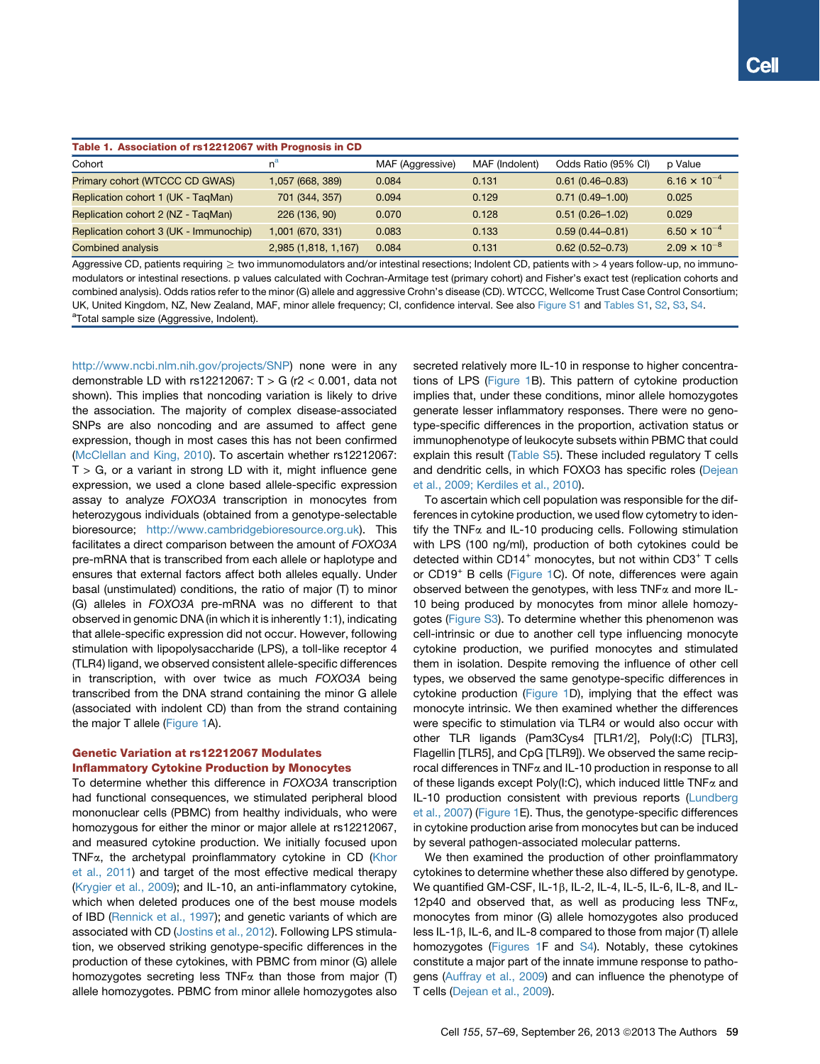**Table 1. Association of rs12212067 with Prognosis in CD**

| Cohort | n[a] | MAF (Aggressive) | MAF (Indolent) | Odds Ratio (95% CI) | p Value |
|---|---|---|---|---|---|
| Primary cohort (WTCCC CD GWAS) | 1,057 (668, 389) | 0.084 | 0.131 | 0.61 (0.46–0.83) | $6.16 \times 10^{-4}$ |
| Replication cohort 1 (UK - TaqMan) | 701 (344, 357) | 0.094 | 0.129 | 0.71 (0.49–1.00) | 0.025 |
| Replication cohort 2 (NZ - TaqMan) | 226 (136, 90) | 0.070 | 0.128 | 0.51 (0.26–1.02) | 0.029 |
| Replication cohort 3 (UK - Immunochip) | 1,001 (670, 331) | 0.083 | 0.133 | 0.59 (0.44–0.81) | $6.50 \times 10^{-4}$ |
| Combined analysis | 2,985 (1,818, 1,167) | 0.084 | 0.131 | 0.62 (0.52–0.73) | $2.09 \times 10^{-8}$ |

Aggressive CD, patients requiring ≥ two immunomodulators and/or intestinal resections; Indolent CD, patients with > 4 years follow-up, no immunomodulators or intestinal resections. p values calculated with Cochran-Armitage test (primary cohort) and Fisher's exact test (replication cohorts and combined analysis). Odds ratios refer to the minor (G) allele and aggressive Crohn's disease (CD). WTCCC, Wellcome Trust Case Control Consortium; UK, United Kingdom, NZ, New Zealand, MAF, minor allele frequency; CI, confidence interval. See also Figure S1 and Tables S1, S2, S3, S4.
[a]Total sample size (Aggressive, Indolent).

http://www.ncbi.nlm.nih.gov/projects/SNP) none were in any demonstrable LD with rs12212067: T > G ($r2 < 0.001$, data not shown). This implies that noncoding variation is likely to drive the association. The majority of complex disease-associated SNPs are also noncoding and are assumed to affect gene expression, though in most cases this has not been confirmed (McClellan and King, 2010). To ascertain whether rs12212067: T > G, or a variant in strong LD with it, might influence gene expression, we used a clone based allele-specific expression assay to analyze *FOXO3A* transcription in monocytes from heterozygous individuals (obtained from a genotype-selectable bioresource; http://www.cambridgebioresource.org.uk). This facilitates a direct comparison between the amount of *FOXO3A* pre-mRNA that is transcribed from each allele or haplotype and ensures that external factors affect both alleles equally. Under basal (unstimulated) conditions, the ratio of major (T) to minor (G) alleles in *FOXO3A* pre-mRNA was no different to that observed in genomic DNA (in which it is inherently 1:1), indicating that allele-specific expression did not occur. However, following stimulation with lipopolysaccharide (LPS), a toll-like receptor 4 (TLR4) ligand, we observed consistent allele-specific differences in transcription, with over twice as much *FOXO3A* being transcribed from the DNA strand containing the minor G allele (associated with indolent CD) than from the strand containing the major T allele (Figure 1A).

### Genetic Variation at rs12212067 Modulates Inflammatory Cytokine Production by Monocytes

To determine whether this difference in *FOXO3A* transcription had functional consequences, we stimulated peripheral blood mononuclear cells (PBMC) from healthy individuals, who were homozygous for either the minor or major allele at rs12212067, and measured cytokine production. We initially focused upon TNFα, the archetypal proinflammatory cytokine in CD (Khor et al., 2011) and target of the most effective medical therapy (Krygier et al., 2009); and IL-10, an anti-inflammatory cytokine, which when deleted produces one of the best mouse models of IBD (Rennick et al., 1997); and genetic variants of which are associated with CD (Jostins et al., 2012). Following LPS stimulation, we observed striking genotype-specific differences in the production of these cytokines, with PBMC from minor (G) allele homozygotes secreting less TNFα than those from major (T) allele homozygotes. PBMC from minor allele homozygotes also secreted relatively more IL-10 in response to higher concentrations of LPS (Figure 1B). This pattern of cytokine production implies that, under these conditions, minor allele homozygotes generate lesser inflammatory responses. There were no genotype-specific differences in the proportion, activation status or immunophenotype of leukocyte subsets within PBMC that could explain this result (Table S5). These included regulatory T cells and dendritic cells, in which FOXO3 has specific roles (Dejean et al., 2009; Kerdiles et al., 2010).

To ascertain which cell population was responsible for the differences in cytokine production, we used flow cytometry to identify the TNFα and IL-10 producing cells. Following stimulation with LPS (100 ng/ml), production of both cytokines could be detected within $CD14^+$ monocytes, but not within $CD3^+$ T cells or $CD19^+$ B cells (Figure 1C). Of note, differences were again observed between the genotypes, with less TNFα and more IL-10 being produced by monocytes from minor allele homozygotes (Figure S3). To determine whether this phenomenon was cell-intrinsic or due to another cell type influencing monocyte cytokine production, we purified monocytes and stimulated them in isolation. Despite removing the influence of other cell types, we observed the same genotype-specific differences in cytokine production (Figure 1D), implying that the effect was monocyte intrinsic. We then examined whether the differences were specific to stimulation via TLR4 or would also occur with other TLR ligands (Pam3Cys4 [TLR1/2], Poly(I:C) [TLR3], Flagellin [TLR5], and CpG [TLR9]). We observed the same reciprocal differences in TNFα and IL-10 production in response to all of these ligands except Poly(I:C), which induced little TNFα and IL-10 production consistent with previous reports (Lundberg et al., 2007) (Figure 1E). Thus, the genotype-specific differences in cytokine production arise from monocytes but can be induced by several pathogen-associated molecular patterns.

We then examined the production of other proinflammatory cytokines to determine whether these also differed by genotype. We quantified GM-CSF, IL-1β, IL-2, IL-4, IL-5, IL-6, IL-8, and IL-12p40 and observed that, as well as producing less TNFα, monocytes from minor (G) allele homozygotes also produced less IL-1β, IL-6, and IL-8 compared to those from major (T) allele homozygotes (Figures 1F and S4). Notably, these cytokines constitute a major part of the innate immune response to pathogens (Auffray et al., 2009) and can influence the phenotype of T cells (Dejean et al., 2009).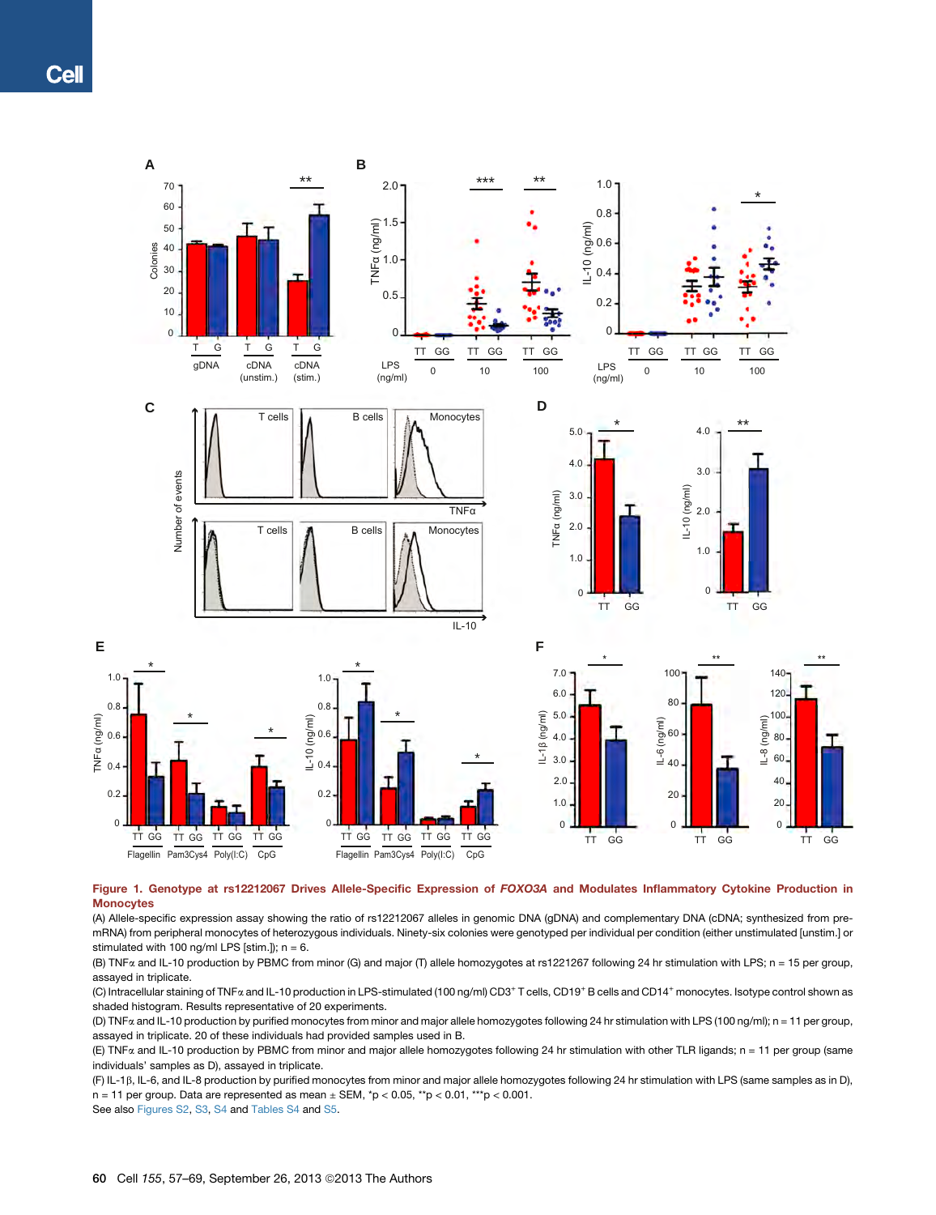**Figure 1. Genotype at rs12212067 Drives Allele-Specific Expression of *FOXO3A* and Modulates Inflammatory Cytokine Production in Monocytes**

(A) Allele-specific expression assay showing the ratio of rs12212067 alleles in genomic DNA (gDNA) and complementary DNA (cDNA; synthesized from pre-mRNA) from peripheral monocytes of heterozygous individuals. Ninety-six colonies were genotyped per individual per condition (either unstimulated [unstim.] or stimulated with 100 ng/ml LPS [stim.]); n = 6.

(B) TNFα and IL-10 production by PBMC from minor (G) and major (T) allele homozygotes at rs1221267 following 24 hr stimulation with LPS; n = 15 per group, assayed in triplicate.

(C) Intracellular staining of TNFα and IL-10 production in LPS-stimulated (100 ng/ml) CD3[+] T cells, CD19[+] B cells and CD14[+] monocytes. Isotype control shown as shaded histogram. Results representative of 20 experiments.

(D) TNFα and IL-10 production by purified monocytes from minor and major allele homozygotes following 24 hr stimulation with LPS (100 ng/ml); n = 11 per group, assayed in triplicate. 20 of these individuals had provided samples used in B.

(E) TNFα and IL-10 production by PBMC from minor and major allele homozygotes following 24 hr stimulation with other TLR ligands; n = 11 per group (same individuals' samples as D), assayed in triplicate.

(F) IL-1β, IL-6, and IL-8 production by purified monocytes from minor and major allele homozygotes following 24 hr stimulation with LPS (same samples as in D), n = 11 per group. Data are represented as mean ± SEM, *p < 0.05, **p < 0.01, ***p < 0.001.

See also Figures S2, S3, S4 and Tables S4 and S5.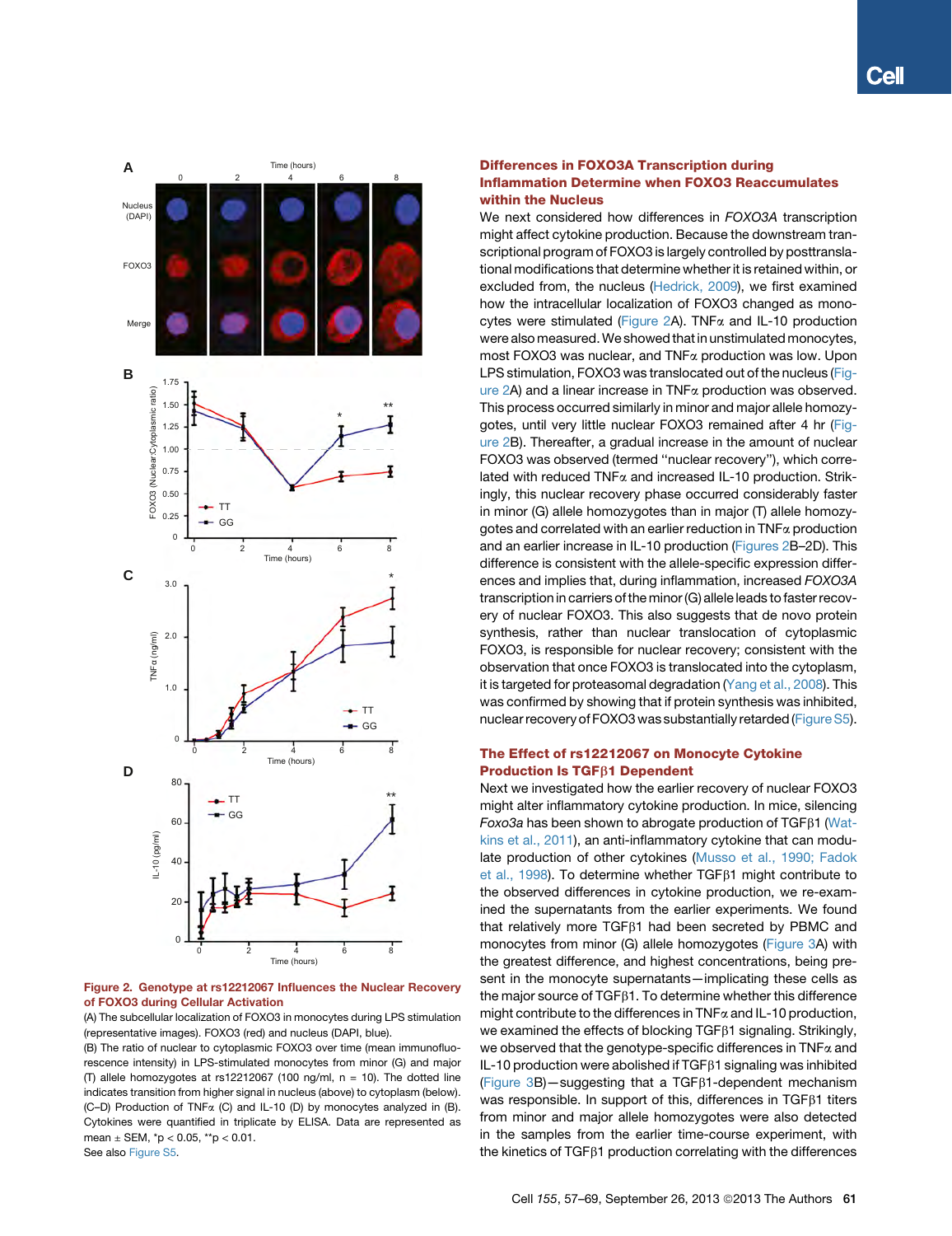Figure 2. Genotype at rs12212067 Influences the Nuclear Recovery of FOXO3 during Cellular Activation

(A) The subcellular localization of FOXO3 in monocytes during LPS stimulation (representative images). FOXO3 (red) and nucleus (DAPI, blue).

(B) The ratio of nuclear to cytoplasmic FOXO3 over time (mean immunofluorescence intensity) in LPS-stimulated monocytes from minor (G) and major (T) allele homozygotes at rs12212067 (100 ng/ml, n = 10). The dotted line indicates transition from higher signal in nucleus (above) to cytoplasm (below).

(C–D) Production of TNFα (C) and IL-10 (D) by monocytes analyzed in (B). Cytokines were quantified in triplicate by ELISA. Data are represented as mean ± SEM, *p < 0.05, **p < 0.01.

See also Figure S5.

### Differences in FOXO3A Transcription during Inflammation Determine when FOXO3 Reaccumulates within the Nucleus

We next considered how differences in *FOXO3A* transcription might affect cytokine production. Because the downstream transcriptional program of FOXO3 is largely controlled by posttranslational modifications that determine whether it is retained within, or excluded from, the nucleus (Hedrick, 2009), we first examined how the intracellular localization of FOXO3 changed as monocytes were stimulated (Figure 2A). TNFα and IL-10 production were also measured. We showed that in unstimulated monocytes, most FOXO3 was nuclear, and TNFα production was low. Upon LPS stimulation, FOXO3 was translocated out of the nucleus (Figure 2A) and a linear increase in TNFα production was observed. This process occurred similarly in minor and major allele homozygotes, until very little nuclear FOXO3 remained after 4 hr (Figure 2B). Thereafter, a gradual increase in the amount of nuclear FOXO3 was observed (termed "nuclear recovery"), which correlated with reduced TNFα and increased IL-10 production. Strikingly, this nuclear recovery phase occurred considerably faster in minor (G) allele homozygotes than in major (T) allele homozygotes and correlated with an earlier reduction in TNFα production and an earlier increase in IL-10 production (Figures 2B–2D). This difference is consistent with the allele-specific expression differences and implies that, during inflammation, increased *FOXO3A* transcription in carriers of the minor (G) allele leads to faster recovery of nuclear FOXO3. This also suggests that de novo protein synthesis, rather than nuclear translocation of cytoplasmic FOXO3, is responsible for nuclear recovery; consistent with the observation that once FOXO3 is translocated into the cytoplasm, it is targeted for proteasomal degradation (Yang et al., 2008). This was confirmed by showing that if protein synthesis was inhibited, nuclear recovery of FOXO3 was substantially retarded (Figure S5).

### The Effect of rs12212067 on Monocyte Cytokine Production Is TGFβ1 Dependent

Next we investigated how the earlier recovery of nuclear FOXO3 might alter inflammatory cytokine production. In mice, silencing *Foxo3a* has been shown to abrogate production of TGFβ1 (Watkins et al., 2011), an anti-inflammatory cytokine that can modulate production of other cytokines (Musso et al., 1990; Fadok et al., 1998). To determine whether TGFβ1 might contribute to the observed differences in cytokine production, we re-examined the supernatants from the earlier experiments. We found that relatively more TGFβ1 had been secreted by PBMC and monocytes from minor (G) allele homozygotes (Figure 3A) with the greatest difference, and highest concentrations, being present in the monocyte supernatants—implicating these cells as the major source of TGFβ1. To determine whether this difference might contribute to the differences in TNFα and IL-10 production, we examined the effects of blocking TGFβ1 signaling. Strikingly, we observed that the genotype-specific differences in TNFα and IL-10 production were abolished if TGFβ1 signaling was inhibited (Figure 3B)—suggesting that a TGFβ1-dependent mechanism was responsible. In support of this, differences in TGFβ1 titers from minor and major allele homozygotes were also detected in the samples from the earlier time-course experiment, with the kinetics of TGFβ1 production correlating with the differences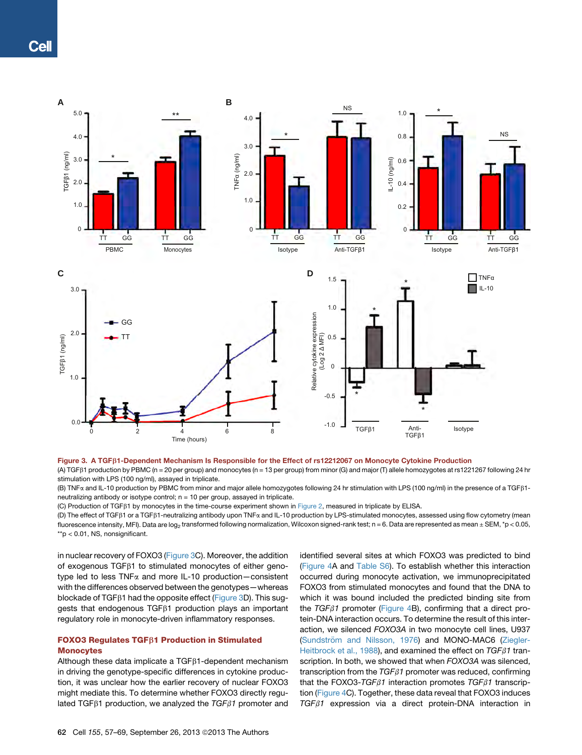**Figure 3. A TGFβ1-Dependent Mechanism Is Responsible for the Effect of rs12212067 on Monocyte Cytokine Production**

(A) TGFβ1 production by PBMC (n = 20 per group) and monocytes (n = 13 per group) from minor (G) and major (T) allele homozygotes at rs1221267 following 24 hr stimulation with LPS (100 ng/ml), assayed in triplicate.

(B) TNFα and IL-10 production by PBMC from minor and major allele homozygotes following 24 hr stimulation with LPS (100 ng/ml) in the presence of a TGFβ1-neutralizing antibody or isotype control; n = 10 per group, assayed in triplicate.

(C) Production of TGFβ1 by monocytes in the time-course experiment shown in Figure 2, measured in triplicate by ELISA.

(D) The effect of TGFβ1 or a TGFβ1-neutralizing antibody upon TNFα and IL-10 production by LPS-stimulated monocytes, assessed using flow cytometry (mean fluorescence intensity, MFI). Data are $\log_2$ transformed following normalization, Wilcoxon signed-rank test; n = 6. Data are represented as mean ± SEM, *p < 0.05, **p < 0.01, NS, nonsignificant.

in nuclear recovery of FOXO3 (Figure 3C). Moreover, the addition of exogenous TGFβ1 to stimulated monocytes of either genotype led to less TNFα and more IL-10 production—consistent with the differences observed between the genotypes—whereas blockade of TGFβ1 had the opposite effect (Figure 3D). This suggests that endogenous TGFβ1 production plays an important regulatory role in monocyte-driven inflammatory responses.

### FOXO3 Regulates TGFβ1 Production in Stimulated Monocytes

Although these data implicate a TGFβ1-dependent mechanism in driving the genotype-specific differences in cytokine production, it was unclear how the earlier recovery of nuclear FOXO3 might mediate this. To determine whether FOXO3 directly regulated TGFβ1 production, we analyzed the *TGFβ1* promoter and identified several sites at which FOXO3 was predicted to bind (Figure 4A and Table S6). To establish whether this interaction occurred during monocyte activation, we immunoprecipitated FOXO3 from stimulated monocytes and found that the DNA to which it was bound included the predicted binding site from the *TGFβ1* promoter (Figure 4B), confirming that a direct protein-DNA interaction occurs. To determine the result of this interaction, we silenced *FOXO3A* in two monocyte cell lines, U937 (Sundström and Nilsson, 1976) and MONO-MAC6 (Ziegler-Heitbrock et al., 1988), and examined the effect on *TGFβ1* transcription. In both, we showed that when *FOXO3A* was silenced, transcription from the *TGFβ1* promoter was reduced, confirming that the FOXO3-*TGFβ1* interaction promotes *TGFβ1* transcription (Figure 4C). Together, these data reveal that FOXO3 induces *TGFβ1* expression via a direct protein-DNA interaction in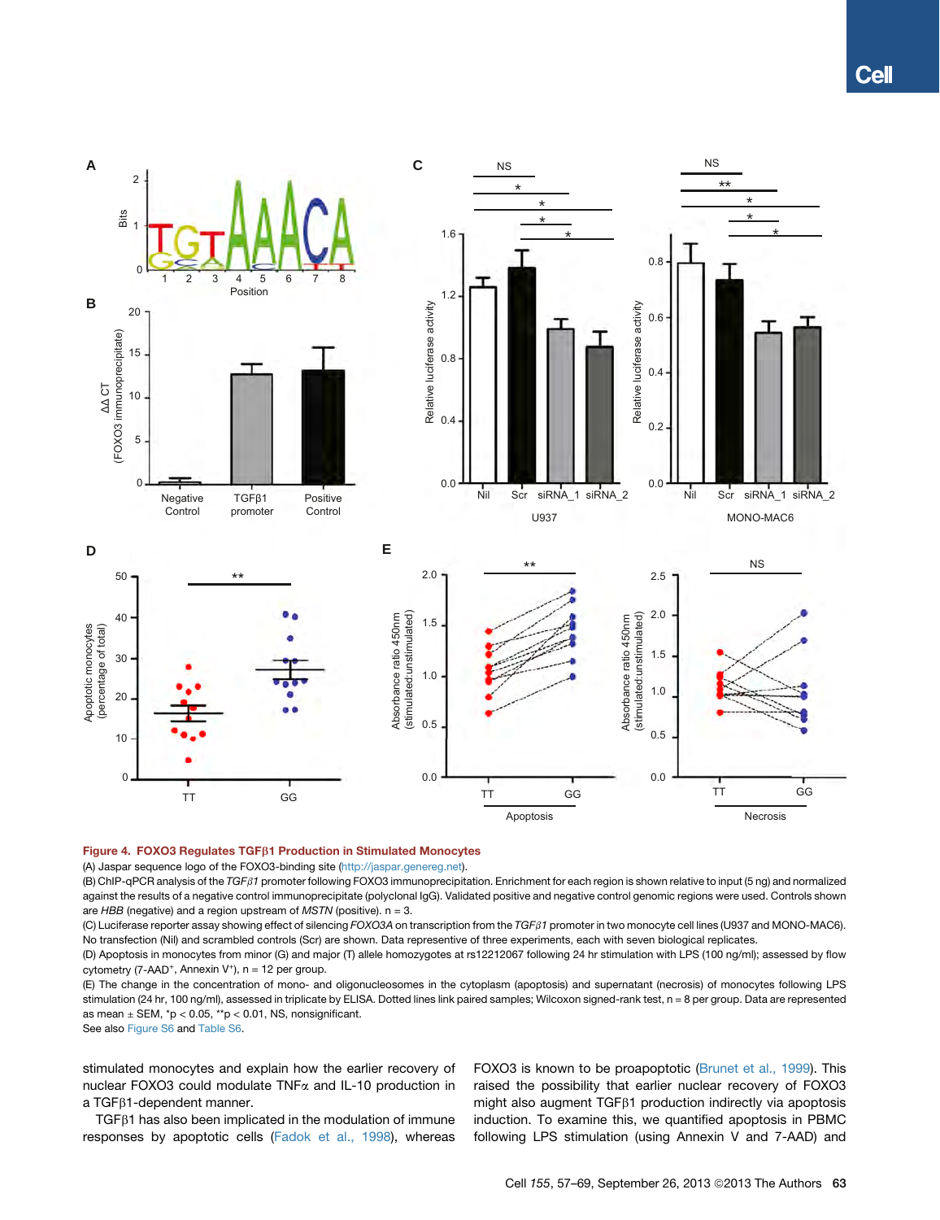**Figure 4. FOXO3 Regulates TGFβ1 Production in Stimulated Monocytes**

(A) Jaspar sequence logo of the FOXO3-binding site (http://jaspar.genereg.net).

(B) ChIP-qPCR analysis of the *TGFβ1* promoter following FOXO3 immunoprecipitation. Enrichment for each region is shown relative to input (5 ng) and normalized against the results of a negative control immunoprecipitate (polyclonal IgG). Validated positive and negative control genomic regions were used. Controls shown are *HBB* (negative) and a region upstream of *MSTN* (positive). n = 3.

(C) Luciferase reporter assay showing effect of silencing *FOXO3A* on transcription from the *TGFβ1* promoter in two monocyte cell lines (U937 and MONO-MAC6). No transfection (Nil) and scrambled controls (Scr) are shown. Data representive of three experiments, each with seven biological replicates.

(D) Apoptosis in monocytes from minor (G) and major (T) allele homozygotes at rs12212067 following 24 hr stimulation with LPS (100 ng/ml); assessed by flow cytometry (7-AAD⁺, Annexin V⁺), n = 12 per group.

(E) The change in the concentration of mono- and oligonucleosomes in the cytoplasm (apoptosis) and supernatant (necrosis) of monocytes following LPS stimulation (24 hr, 100 ng/ml), assessed in triplicate by ELISA. Dotted lines link paired samples; Wilcoxon signed-rank test, n = 8 per group. Data are represented as mean ± SEM, *p < 0.05, **p < 0.01, NS, nonsignificant.

See also Figure S6 and Table S6.

stimulated monocytes and explain how the earlier recovery of nuclear FOXO3 could modulate TNFα and IL-10 production in a TGFβ1-dependent manner.

TGFβ1 has also been implicated in the modulation of immune responses by apoptotic cells (Fadok et al., 1998), whereas FOXO3 is known to be proapoptotic (Brunet et al., 1999). This raised the possibility that earlier nuclear recovery of FOXO3 might also augment TGFβ1 production indirectly via apoptosis induction. To examine this, we quantified apoptosis in PBMC following LPS stimulation (using Annexin V and 7-AAD) and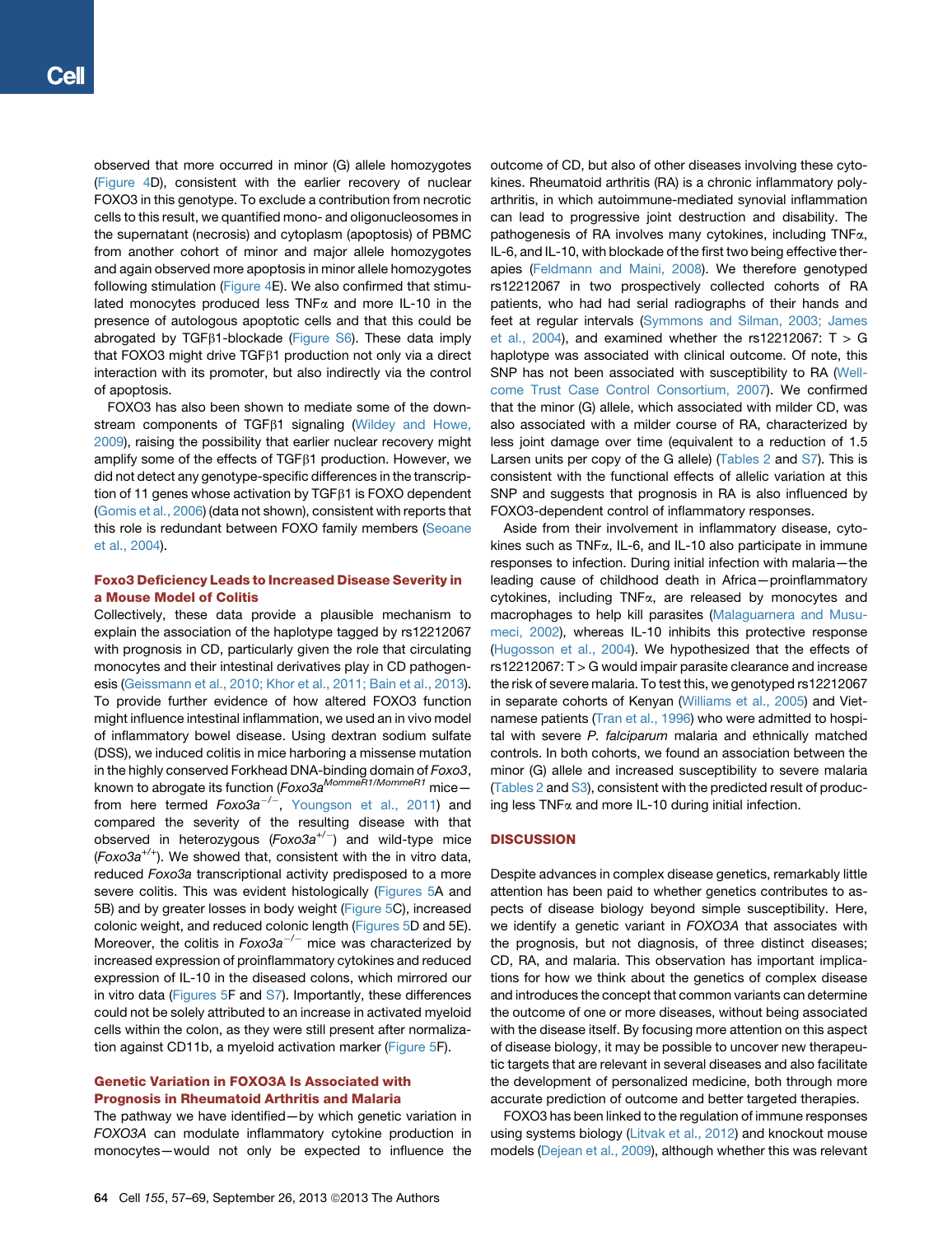observed that more occurred in minor (G) allele homozygotes (Figure 4D), consistent with the earlier recovery of nuclear FOXO3 in this genotype. To exclude a contribution from necrotic cells to this result, we quantified mono- and oligonucleosomes in the supernatant (necrosis) and cytoplasm (apoptosis) of PBMC from another cohort of minor and major allele homozygotes and again observed more apoptosis in minor allele homozygotes following stimulation (Figure 4E). We also confirmed that stimulated monocytes produced less TNFα and more IL-10 in the presence of autologous apoptotic cells and that this could be abrogated by TGFβ1-blockade (Figure S6). These data imply that FOXO3 might drive TGFβ1 production not only via a direct interaction with its promoter, but also indirectly via the control of apoptosis.

FOXO3 has also been shown to mediate some of the downstream components of TGFβ1 signaling (Wildey and Howe, 2009), raising the possibility that earlier nuclear recovery might amplify some of the effects of TGFβ1 production. However, we did not detect any genotype-specific differences in the transcription of 11 genes whose activation by TGFβ1 is FOXO dependent (Gomis et al., 2006) (data not shown), consistent with reports that this role is redundant between FOXO family members (Seoane et al., 2004).

### Foxo3 Deficiency Leads to Increased Disease Severity in a Mouse Model of Colitis

Collectively, these data provide a plausible mechanism to explain the association of the haplotype tagged by rs12212067 with prognosis in CD, particularly given the role that circulating monocytes and their intestinal derivatives play in CD pathogenesis (Geissmann et al., 2010; Khor et al., 2011; Bain et al., 2013). To provide further evidence of how altered FOXO3 function might influence intestinal inflammation, we used an in vivo model of inflammatory bowel disease. Using dextran sodium sulfate (DSS), we induced colitis in mice harboring a missense mutation in the highly conserved Forkhead DNA-binding domain of *Foxo3*, known to abrogate its function (*Foxo3a*$^{MommeR1/MommeR1}$ mice—from here termed *Foxo3a*$^{-/-}$, Youngson et al., 2011) and compared the severity of the resulting disease with that observed in heterozygous (*Foxo3a*$^{+/-}$) and wild-type mice (*Foxo3a*$^{+/+}$). We showed that, consistent with the in vitro data, reduced *Foxo3a* transcriptional activity predisposed to a more severe colitis. This was evident histologically (Figures 5A and 5B) and by greater losses in body weight (Figure 5C), increased colonic weight, and reduced colonic length (Figures 5D and 5E). Moreover, the colitis in *Foxo3a*$^{-/-}$ mice was characterized by increased expression of proinflammatory cytokines and reduced expression of IL-10 in the diseased colons, which mirrored our in vitro data (Figures 5F and S7). Importantly, these differences could not be solely attributed to an increase in activated myeloid cells within the colon, as they were still present after normalization against CD11b, a myeloid activation marker (Figure 5F).

### Genetic Variation in FOXO3A Is Associated with Prognosis in Rheumatoid Arthritis and Malaria

The pathway we have identified—by which genetic variation in *FOXO3A* can modulate inflammatory cytokine production in monocytes—would not only be expected to influence the outcome of CD, but also of other diseases involving these cytokines. Rheumatoid arthritis (RA) is a chronic inflammatory polyarthritis, in which autoimmune-mediated synovial inflammation can lead to progressive joint destruction and disability. The pathogenesis of RA involves many cytokines, including TNFα, IL-6, and IL-10, with blockade of the first two being effective therapies (Feldmann and Maini, 2008). We therefore genotyped rs12212067 in two prospectively collected cohorts of RA patients, who had had serial radiographs of their hands and feet at regular intervals (Symmons and Silman, 2003; James et al., 2004), and examined whether the rs12212067: T > G haplotype was associated with clinical outcome. Of note, this SNP has not been associated with susceptibility to RA (Wellcome Trust Case Control Consortium, 2007). We confirmed that the minor (G) allele, which associated with milder CD, was also associated with a milder course of RA, characterized by less joint damage over time (equivalent to a reduction of 1.5 Larsen units per copy of the G allele) (Tables 2 and S7). This is consistent with the functional effects of allelic variation at this SNP and suggests that prognosis in RA is also influenced by FOXO3-dependent control of inflammatory responses.

Aside from their involvement in inflammatory disease, cytokines such as TNFα, IL-6, and IL-10 also participate in immune responses to infection. During initial infection with malaria—the leading cause of childhood death in Africa—proinflammatory cytokines, including TNFα, are released by monocytes and macrophages to help kill parasites (Malaguarnera and Musumeci, 2002), whereas IL-10 inhibits this protective response (Hugosson et al., 2004). We hypothesized that the effects of rs12212067: T > G would impair parasite clearance and increase the risk of severe malaria. To test this, we genotyped rs12212067 in separate cohorts of Kenyan (Williams et al., 2005) and Vietnamese patients (Tran et al., 1996) who were admitted to hospital with severe *P. falciparum* malaria and ethnically matched controls. In both cohorts, we found an association between the minor (G) allele and increased susceptibility to severe malaria (Tables 2 and S3), consistent with the predicted result of producing less TNFα and more IL-10 during initial infection.

## DISCUSSION

Despite advances in complex disease genetics, remarkably little attention has been paid to whether genetics contributes to aspects of disease biology beyond simple susceptibility. Here, we identify a genetic variant in *FOXO3A* that associates with the prognosis, but not diagnosis, of three distinct diseases; CD, RA, and malaria. This observation has important implications for how we think about the genetics of complex disease and introduces the concept that common variants can determine the outcome of one or more diseases, without being associated with the disease itself. By focusing more attention on this aspect of disease biology, it may be possible to uncover new therapeutic targets that are relevant in several diseases and also facilitate the development of personalized medicine, both through more accurate prediction of outcome and better targeted therapies.

FOXO3 has been linked to the regulation of immune responses using systems biology (Litvak et al., 2012) and knockout mouse models (Dejean et al., 2009), although whether this was relevant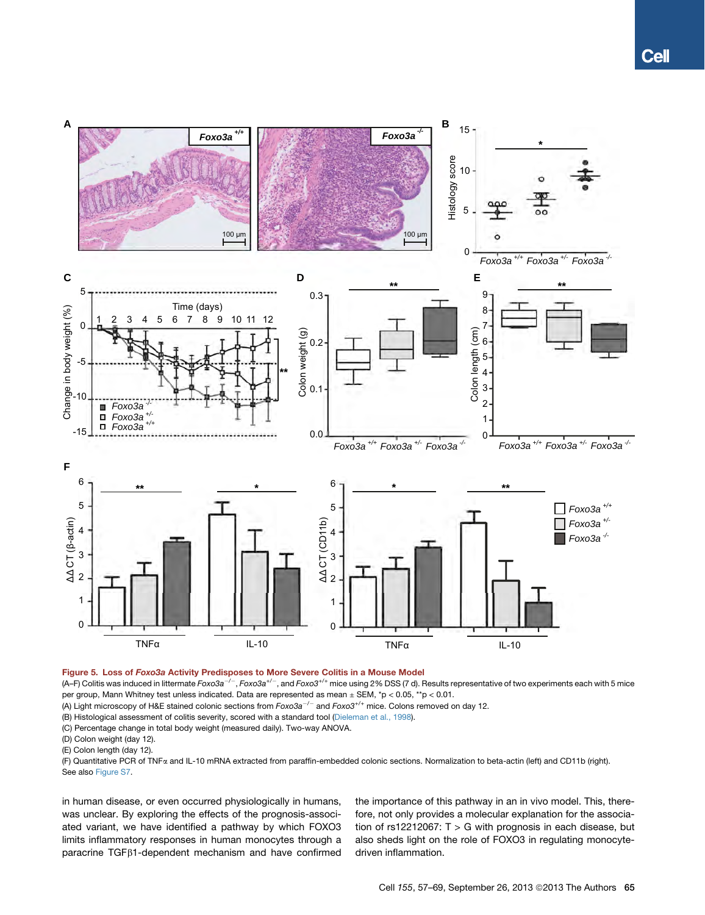**Figure 5. Loss of *Foxo3a* Activity Predisposes to More Severe Colitis in a Mouse Model**

(A–F) Colitis was induced in littermate $Foxo3a^{-/-}$, $Foxo3a^{+/-}$, and $Foxo3^{+/+}$ mice using 2% DSS (7 d). Results representative of two experiments each with 5 mice per group, Mann Whitney test unless indicated. Data are represented as mean ± SEM, \*p < 0.05, \*\*p < 0.01.

(A) Light microscopy of H&E stained colonic sections from $Foxo3a^{-/-}$ and $Foxo3^{+/+}$ mice. Colons removed on day 12.

(B) Histological assessment of colitis severity, scored with a standard tool (Dieleman et al., 1998).

(C) Percentage change in total body weight (measured daily). Two-way ANOVA.

(D) Colon weight (day 12).

(E) Colon length (day 12).

(F) Quantitative PCR of TNFα and IL-10 mRNA extracted from paraffin-embedded colonic sections. Normalization to beta-actin (left) and CD11b (right).

See also Figure S7.

in human disease, or even occurred physiologically in humans, was unclear. By exploring the effects of the prognosis-associated variant, we have identified a pathway by which FOXO3 limits inflammatory responses in human monocytes through a paracrine TGFβ1-dependent mechanism and have confirmed the importance of this pathway in an in vivo model. This, therefore, not only provides a molecular explanation for the association of rs12212067: T > G with prognosis in each disease, but also sheds light on the role of FOXO3 in regulating monocyte-driven inflammation.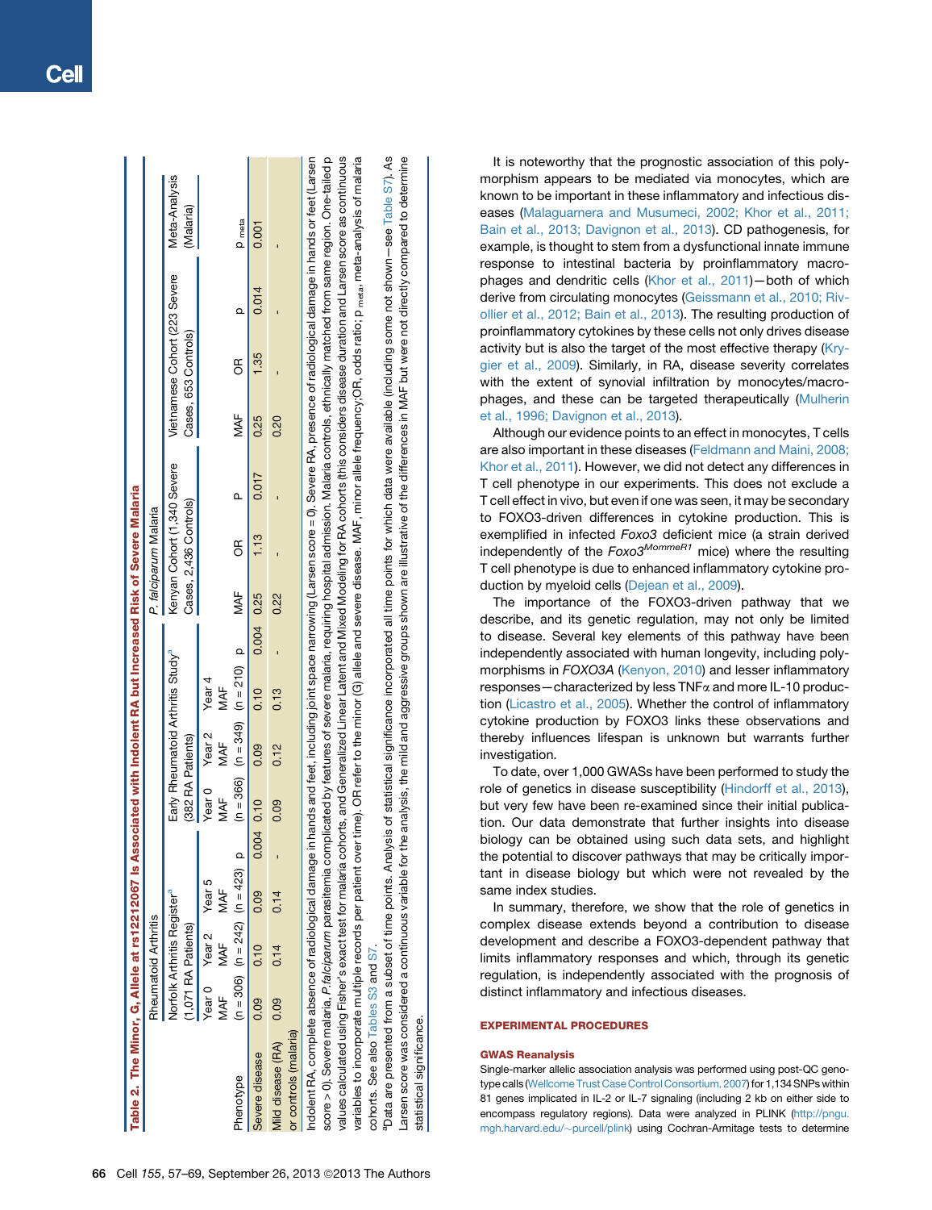Table 2. The Minor, G, Allele at rs12212067 Is Associated with Indolent RA but Increased Risk of Severe Malaria

| | Rheumatoid Arthritis | | | | | | | | *P. falciparum* Malaria | | | | | | |
|---|---|---|---|---|---|---|---|---|---|---|---|---|---|---|---|
| | Norfolk Arthritis Register[a] (1,071 RA Patients) | | | | Early Rheumatoid Arthritis Study[a] (382 RA Patients) | | | | Kenyan Cohort (1,340 Severe Cases, 2,436 Controls) | | | Vietnamese Cohort (223 Severe Cases, 653 Controls) | | | Meta-Analysis (Malaria) |
| Phenotype | Year 0 MAF (n = 306) | Year 2 MAF (n = 242) | Year 5 MAF (n = 423) | p | Year 0 MAF (n = 366) | Year 2 MAF (n = 349) | Year 4 MAF (n = 210) | p | MAF | OR | p | MAF | OR | p | $p_{meta}$ |
| Severe disease | 0.09 | 0.10 | 0.09 | 0.004 | 0.10 | 0.09 | 0.10 | 0.004 | 0.25 | 1.13 | 0.017 | 0.25 | 1.35 | 0.014 | 0.001 |
| Mild disease (RA) or controls (malaria) | 0.09 | 0.14 | 0.14 | - | 0.09 | 0.12 | 0.13 | - | 0.22 | - | - | 0.20 | - | - | - |

Indolent RA, complete absence of radiological damage in hands and feet, including joint space narrowing (Larsen score = 0). Severe RA, presence of radiological damage in hands or feet (Larsen score > 0). Severe malaria, *P. falciparum* parasitemia complicated by features of severe malaria, requiring hospital admission. Malaria controls, ethnically matched from same region. One-tailed p values calculated using Fisher's exact test for malaria cohorts, and Generalized Linear Latent and Mixed Modeling for RA cohorts (this considers disease duration and Larsen score as continuous variables to incorporate multiple records per patient over time). OR refer to the minor (G) allele and severe disease. MAF, minor allele frequency; OR, odds ratio; $p_{meta}$, meta-analysis of malaria cohorts. See also Tables S3 and S7.

[a] Data are presented from a subset of time points. Analysis of statistical significance incorporated all time points for which data were available (including some not shown—see Table S7). As Larsen score was considered a continuous variable for the analysis, the mild and aggressive groups shown are illustrative of the differences in MAF but were not directly compared to determine statistical significance.

It is noteworthy that the prognostic association of this polymorphism appears to be mediated via monocytes, which are known to be important in these inflammatory and infectious diseases (Malaguarnera and Musumeci, 2002; Khor et al., 2011; Bain et al., 2013; Davignon et al., 2013). CD pathogenesis, for example, is thought to stem from a dysfunctional innate immune response to intestinal bacteria by proinflammatory macrophages and dendritic cells (Khor et al., 2011)—both of which derive from circulating monocytes (Geissmann et al., 2010; Rivollier et al., 2012; Bain et al., 2013). The resulting production of proinflammatory cytokines by these cells not only drives disease activity but is also the target of the most effective therapy (Krygier et al., 2009). Similarly, in RA, disease severity correlates with the extent of synovial infiltration by monocytes/macrophages, and these can be targeted therapeutically (Mulherin et al., 1996; Davignon et al., 2013).

Although our evidence points to an effect in monocytes, T cells are also important in these diseases (Feldmann and Maini, 2008; Khor et al., 2011). However, we did not detect any differences in T cell phenotype in our experiments. This does not exclude a T cell effect in vivo, but even if one was seen, it may be secondary to FOXO3-driven differences in cytokine production. This is exemplified in infected *Foxo3* deficient mice (a strain derived independently of the *Foxo3*$^{MommeR1}$ mice) where the resulting T cell phenotype is due to enhanced inflammatory cytokine production by myeloid cells (Dejean et al., 2009).

The importance of the FOXO3-driven pathway that we describe, and its genetic regulation, may not only be limited to disease. Several key elements of this pathway have been independently associated with human longevity, including polymorphisms in *FOXO3A* (Kenyon, 2010) and lesser inflammatory responses—characterized by less TNFα and more IL-10 production (Licastro et al., 2005). Whether the control of inflammatory cytokine production by FOXO3 links these observations and thereby influences lifespan is unknown but warrants further investigation.

To date, over 1,000 GWASs have been performed to study the role of genetics in disease susceptibility (Hindorff et al., 2013), but very few have been re-examined since their initial publication. Our data demonstrate that further insights into disease biology can be obtained using such data sets, and highlight the potential to discover pathways that may be critically important in disease biology but which were not revealed by the same index studies.

In summary, therefore, we show that the role of genetics in complex disease extends beyond a contribution to disease development and describe a FOXO3-dependent pathway that limits inflammatory responses and which, through its genetic regulation, is independently associated with the prognosis of distinct inflammatory and infectious diseases.

## EXPERIMENTAL PROCEDURES

### GWAS Reanalysis

Single-marker allelic association analysis was performed using post-QC genotype calls (Wellcome Trust Case Control Consortium, 2007) for 1,134 SNPs within 81 genes implicated in IL-2 or IL-7 signaling (including 2 kb on either side to encompass regulatory regions). Data were analyzed in PLINK (http://pngu.mgh.harvard.edu/~purcell/plink) using Cochran-Armitage tests to determine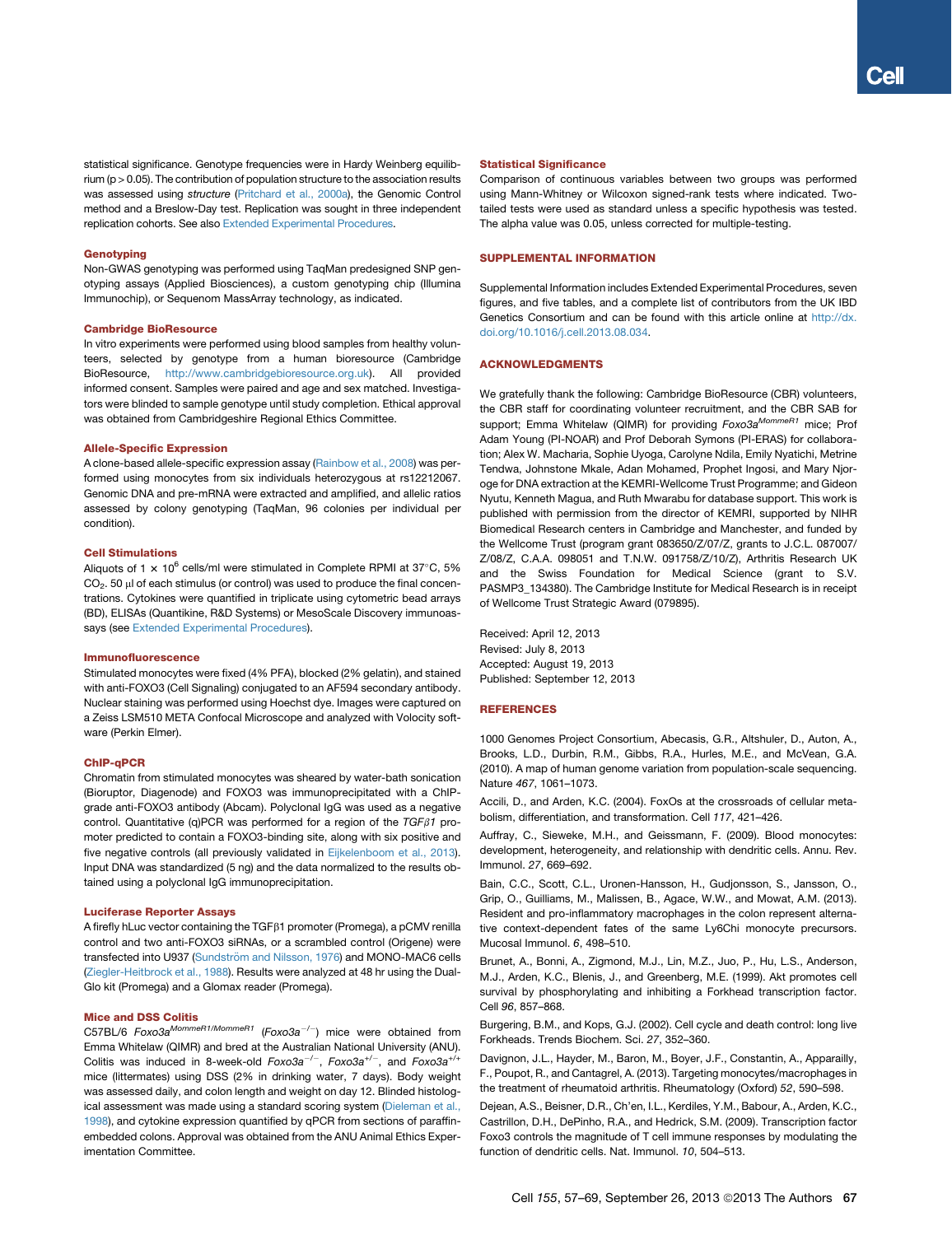statistical significance. Genotype frequencies were in Hardy Weinberg equilibrium ($p > 0.05$). The contribution of population structure to the association results was assessed using *structure* (Pritchard et al., 2000a), the Genomic Control method and a Breslow-Day test. Replication was sought in three independent replication cohorts. See also Extended Experimental Procedures.

### Genotyping

Non-GWAS genotyping was performed using TaqMan predesigned SNP genotyping assays (Applied Biosciences), a custom genotyping chip (Illumina Immunochip), or Sequenom MassArray technology, as indicated.

### Cambridge BioResource

In vitro experiments were performed using blood samples from healthy volunteers, selected by genotype from a human bioresource (Cambridge BioResource, http://www.cambridgebioresource.org.uk). All provided informed consent. Samples were paired and age and sex matched. Investigators were blinded to sample genotype until study completion. Ethical approval was obtained from Cambridgeshire Regional Ethics Committee.

### Allele-Specific Expression

A clone-based allele-specific expression assay (Rainbow et al., 2008) was performed using monocytes from six individuals heterozygous at rs12212067. Genomic DNA and pre-mRNA were extracted and amplified, and allelic ratios assessed by colony genotyping (TaqMan, 96 colonies per individual per condition).

### Cell Stimulations

Aliquots of $1 \times 10^6$ cells/ml were stimulated in Complete RPMI at 37°C, 5% $CO_2$. 50 μl of each stimulus (or control) was used to produce the final concentrations. Cytokines were quantified in triplicate using cytometric bead arrays (BD), ELISAs (Quantikine, R&D Systems) or MesoScale Discovery immunoassays (see Extended Experimental Procedures).

### Immunofluorescence

Stimulated monocytes were fixed (4% PFA), blocked (2% gelatin), and stained with anti-FOXO3 (Cell Signaling) conjugated to an AF594 secondary antibody. Nuclear staining was performed using Hoechst dye. Images were captured on a Zeiss LSM510 META Confocal Microscope and analyzed with Volocity software (Perkin Elmer).

### ChIP-qPCR

Chromatin from stimulated monocytes was sheared by water-bath sonication (Bioruptor, Diagenode) and FOXO3 was immunoprecipitated with a ChIP-grade anti-FOXO3 antibody (Abcam). Polyclonal IgG was used as a negative control. Quantitative (q)PCR was performed for a region of the *TGFβ1* promoter predicted to contain a FOXO3-binding site, along with six positive and five negative controls (all previously validated in Eijkelenboom et al., 2013). Input DNA was standardized (5 ng) and the data normalized to the results obtained using a polyclonal IgG immunoprecipitation.

### Luciferase Reporter Assays

A firefly hLuc vector containing the TGFβ1 promoter (Promega), a pCMV renilla control and two anti-FOXO3 siRNAs, or a scrambled control (Origene) were transfected into U937 (Sundström and Nilsson, 1976) and MONO-MAC6 cells (Ziegler-Heitbrock et al., 1988). Results were analyzed at 48 hr using the Dual-Glo kit (Promega) and a Glomax reader (Promega).

### Mice and DSS Colitis

C57BL/6 *Foxo3a*$^{MommeR1/MommeR1}$ (*Foxo3a*$^{-/-}$) mice were obtained from Emma Whitelaw (QIMR) and bred at the Australian National University (ANU). Colitis was induced in 8-week-old *Foxo3a*$^{-/-}$, *Foxo3a*$^{+/-}$, and *Foxo3a*$^{+/+}$ mice (littermates) using DSS (2% in drinking water, 7 days). Body weight was assessed daily, and colon length and weight on day 12. Blinded histological assessment was made using a standard scoring system (Dieleman et al., 1998), and cytokine expression quantified by qPCR from sections of paraffin-embedded colons. Approval was obtained from the ANU Animal Ethics Experimentation Committee.

### Statistical Significance

Comparison of continuous variables between two groups was performed using Mann-Whitney or Wilcoxon signed-rank tests where indicated. Two-tailed tests were used as standard unless a specific hypothesis was tested. The alpha value was 0.05, unless corrected for multiple-testing.

## SUPPLEMENTAL INFORMATION

Supplemental Information includes Extended Experimental Procedures, seven figures, and five tables, and a complete list of contributors from the UK IBD Genetics Consortium and can be found with this article online at http://dx.doi.org/10.1016/j.cell.2013.08.034.

## ACKNOWLEDGMENTS

We gratefully thank the following: Cambridge BioResource (CBR) volunteers, the CBR staff for coordinating volunteer recruitment, and the CBR SAB for support; Emma Whitelaw (QIMR) for providing *Foxo3a*$^{MommeR1}$ mice; Prof Adam Young (PI-NOAR) and Prof Deborah Symons (PI-ERAS) for collaboration; Alex W. Macharia, Sophie Uyoga, Carolyne Ndila, Emily Nyatichi, Metrine Tendwa, Johnstone Mkale, Adan Mohamed, Prophet Ingosi, and Mary Njoroge for DNA extraction at the KEMRI-Wellcome Trust Programme; and Gideon Nyutu, Kenneth Magua, and Ruth Mwarabu for database support. This work is published with permission from the director of KEMRI, supported by NIHR Biomedical Research centers in Cambridge and Manchester, and funded by the Wellcome Trust (program grant 083650/Z/07/Z, grants to J.C.L. 087007/Z/08/Z, C.A.A. 098051 and T.N.W. 091758/Z/10/Z), Arthritis Research UK and the Swiss Foundation for Medical Science (grant to S.V. PASMP3_134380). The Cambridge Institute for Medical Research is in receipt of Wellcome Trust Strategic Award (079895).

Received: April 12, 2013
Revised: July 8, 2013
Accepted: August 19, 2013
Published: September 12, 2013

## REFERENCES

1000 Genomes Project Consortium, Abecasis, G.R., Altshuler, D., Auton, A., Brooks, L.D., Durbin, R.M., Gibbs, R.A., Hurles, M.E., and McVean, G.A. (2010). A map of human genome variation from population-scale sequencing. Nature *467*, 1061–1073.

Accili, D., and Arden, K.C. (2004). FoxOs at the crossroads of cellular metabolism, differentiation, and transformation. Cell *117*, 421–426.

Auffray, C., Sieweke, M.H., and Geissmann, F. (2009). Blood monocytes: development, heterogeneity, and relationship with dendritic cells. Annu. Rev. Immunol. *27*, 669–692.

Bain, C.C., Scott, C.L., Uronen-Hansson, H., Gudjonsson, S., Jansson, O., Grip, O., Guilliams, M., Malissen, B., Agace, W.W., and Mowat, A.M. (2013). Resident and pro-inflammatory macrophages in the colon represent alternative context-dependent fates of the same Ly6Chi monocyte precursors. Mucosal Immunol. *6*, 498–510.

Brunet, A., Bonni, A., Zigmond, M.J., Lin, M.Z., Juo, P., Hu, L.S., Anderson, M.J., Arden, K.C., Blenis, J., and Greenberg, M.E. (1999). Akt promotes cell survival by phosphorylating and inhibiting a Forkhead transcription factor. Cell *96*, 857–868.

Burgering, B.M., and Kops, G.J. (2002). Cell cycle and death control: long live Forkheads. Trends Biochem. Sci. *27*, 352–360.

Davignon, J.L., Hayder, M., Baron, M., Boyer, J.F., Constantin, A., Apparailly, F., Poupot, R., and Cantagrel, A. (2013). Targeting monocytes/macrophages in the treatment of rheumatoid arthritis. Rheumatology (Oxford) *52*, 590–598.

Dejean, A.S., Beisner, D.R., Ch'en, I.L., Kerdiles, Y.M., Babour, A., Arden, K.C., Castrillon, D.H., DePinho, R.A., and Hedrick, S.M. (2009). Transcription factor Foxo3 controls the magnitude of T cell immune responses by modulating the function of dendritic cells. Nat. Immunol. *10*, 504–513.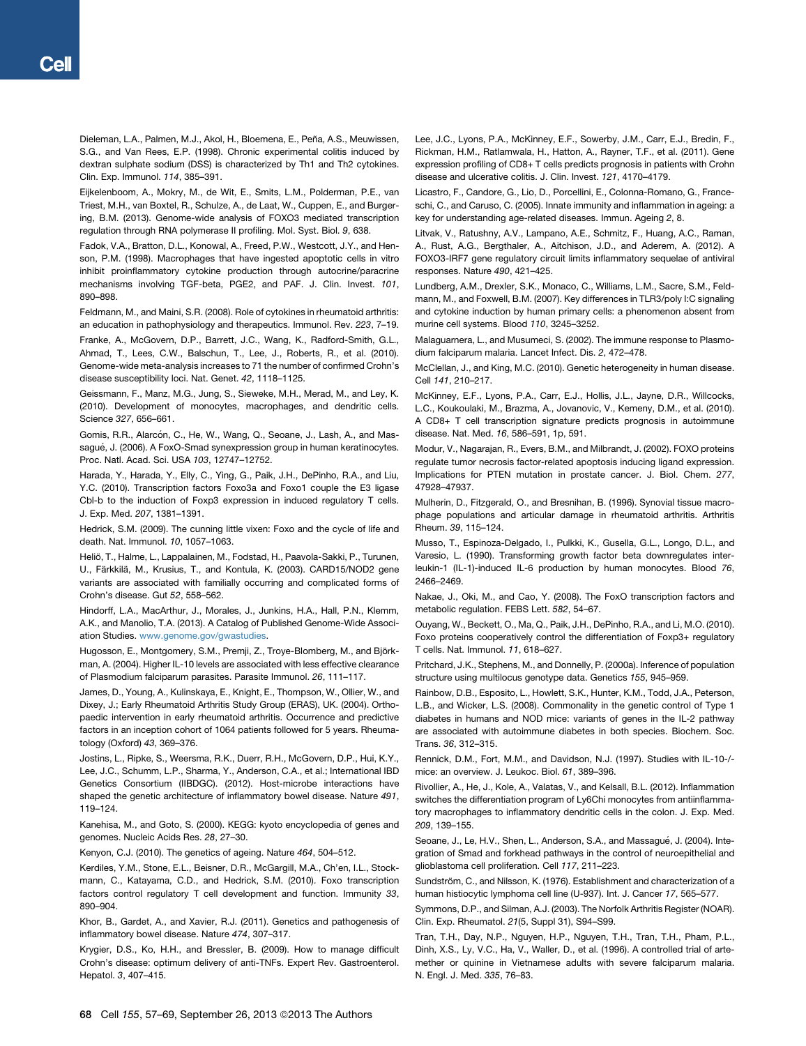Dieleman, L.A., Palmen, M.J., Akol, H., Bloemena, E., Peña, A.S., Meuwissen, S.G., and Van Rees, E.P. (1998). Chronic experimental colitis induced by dextran sulphate sodium (DSS) is characterized by Th1 and Th2 cytokines. Clin. Exp. Immunol. *114*, 385–391.

Eijkelenboom, A., Mokry, M., de Wit, E., Smits, L.M., Polderman, P.E., van Triest, M.H., van Boxtel, R., Schulze, A., de Laat, W., Cuppen, E., and Burgering, B.M. (2013). Genome-wide analysis of FOXO3 mediated transcription regulation through RNA polymerase II profiling. Mol. Syst. Biol. *9*, 638.

Fadok, V.A., Bratton, D.L., Konowal, A., Freed, P.W., Westcott, J.Y., and Henson, P.M. (1998). Macrophages that have ingested apoptotic cells in vitro inhibit proinflammatory cytokine production through autocrine/paracrine mechanisms involving TGF-beta, PGE2, and PAF. J. Clin. Invest. *101*, 890–898.

Feldmann, M., and Maini, S.R. (2008). Role of cytokines in rheumatoid arthritis: an education in pathophysiology and therapeutics. Immunol. Rev. *223*, 7–19.

Franke, A., McGovern, D.P., Barrett, J.C., Wang, K., Radford-Smith, G.L., Ahmad, T., Lees, C.W., Balschun, T., Lee, J., Roberts, R., et al. (2010). Genome-wide meta-analysis increases to 71 the number of confirmed Crohn's disease susceptibility loci. Nat. Genet. *42*, 1118–1125.

Geissmann, F., Manz, M.G., Jung, S., Sieweke, M.H., Merad, M., and Ley, K. (2010). Development of monocytes, macrophages, and dendritic cells. Science *327*, 656–661.

Gomis, R.R., Alarcón, C., He, W., Wang, Q., Seoane, J., Lash, A., and Massagué, J. (2006). A FoxO-Smad synexpression group in human keratinocytes. Proc. Natl. Acad. Sci. USA *103*, 12747–12752.

Harada, Y., Harada, Y., Elly, C., Ying, G., Paik, J.H., DePinho, R.A., and Liu, Y.C. (2010). Transcription factors Foxo3a and Foxo1 couple the E3 ligase Cbl-b to the induction of Foxp3 expression in induced regulatory T cells. J. Exp. Med. *207*, 1381–1391.

Hedrick, S.M. (2009). The cunning little vixen: Foxo and the cycle of life and death. Nat. Immunol. *10*, 1057–1063.

Heliö, T., Halme, L., Lappalainen, M., Fodstad, H., Paavola-Sakki, P., Turunen, U., Färkkilä, M., Krusius, T., and Kontula, K. (2003). CARD15/NOD2 gene variants are associated with familially occurring and complicated forms of Crohn's disease. Gut *52*, 558–562.

Hindorff, L.A., MacArthur, J., Morales, J., Junkins, H.A., Hall, P.N., Klemm, A.K., and Manolio, T.A. (2013). A Catalog of Published Genome-Wide Association Studies. www.genome.gov/gwastudies.

Hugosson, E., Montgomery, S.M., Premji, Z., Troye-Blomberg, M., and Björkman, A. (2004). Higher IL-10 levels are associated with less effective clearance of Plasmodium falciparum parasites. Parasite Immunol. *26*, 111–117.

James, D., Young, A., Kulinskaya, E., Knight, E., Thompson, W., Ollier, W., and Dixey, J.; Early Rheumatoid Arthritis Study Group (ERAS), UK. (2004). Orthopaedic intervention in early rheumatoid arthritis. Occurrence and predictive factors in an inception cohort of 1064 patients followed for 5 years. Rheumatology (Oxford) *43*, 369–376.

Jostins, L., Ripke, S., Weersma, R.K., Duerr, R.H., McGovern, D.P., Hui, K.Y., Lee, J.C., Schumm, L.P., Sharma, Y., Anderson, C.A., et al.; International IBD Genetics Consortium (IIBDGC). (2012). Host-microbe interactions have shaped the genetic architecture of inflammatory bowel disease. Nature *491*, 119–124.

Kanehisa, M., and Goto, S. (2000). KEGG: kyoto encyclopedia of genes and genomes. Nucleic Acids Res. *28*, 27–30.

Kenyon, C.J. (2010). The genetics of ageing. Nature *464*, 504–512.

Kerdiles, Y.M., Stone, E.L., Beisner, D.R., McGargill, M.A., Ch'en, I.L., Stockmann, C., Katayama, C.D., and Hedrick, S.M. (2010). Foxo transcription factors control regulatory T cell development and function. Immunity *33*, 890–904.

Khor, B., Gardet, A., and Xavier, R.J. (2011). Genetics and pathogenesis of inflammatory bowel disease. Nature *474*, 307–317.

Krygier, D.S., Ko, H.H., and Bressler, B. (2009). How to manage difficult Crohn's disease: optimum delivery of anti-TNFs. Expert Rev. Gastroenterol. Hepatol. *3*, 407–415.

Lee, J.C., Lyons, P.A., McKinney, E.F., Sowerby, J.M., Carr, E.J., Bredin, F., Rickman, H.M., Ratlamwala, H., Hatton, A., Rayner, T.F., et al. (2011). Gene expression profiling of CD8+ T cells predicts prognosis in patients with Crohn disease and ulcerative colitis. J. Clin. Invest. *121*, 4170–4179.

Licastro, F., Candore, G., Lio, D., Porcellini, E., Colonna-Romano, G., Franceschi, C., and Caruso, C. (2005). Innate immunity and inflammation in ageing: a key for understanding age-related diseases. Immun. Ageing *2*, 8.

Litvak, V., Ratushny, A.V., Lampano, A.E., Schmitz, F., Huang, A.C., Raman, A., Rust, A.G., Bergthaler, A., Aitchison, J.D., and Aderem, A. (2012). A FOXO3-IRF7 gene regulatory circuit limits inflammatory sequelae of antiviral responses. Nature *490*, 421–425.

Lundberg, A.M., Drexler, S.K., Monaco, C., Williams, L.M., Sacre, S.M., Feldmann, M., and Foxwell, B.M. (2007). Key differences in TLR3/poly I:C signaling and cytokine induction by human primary cells: a phenomenon absent from murine cell systems. Blood *110*, 3245–3252.

Malaguarnera, L., and Musumeci, S. (2002). The immune response to Plasmodium falciparum malaria. Lancet Infect. Dis. *2*, 472–478.

McClellan, J., and King, M.C. (2010). Genetic heterogeneity in human disease. Cell *141*, 210–217.

McKinney, E.F., Lyons, P.A., Carr, E.J., Hollis, J.L., Jayne, D.R., Willcocks, L.C., Koukoulaki, M., Brazma, A., Jovanovic, V., Kemeny, D.M., et al. (2010). A CD8+ T cell transcription signature predicts prognosis in autoimmune disease. Nat. Med. *16*, 586–591, 1p, 591.

Modur, V., Nagarajan, R., Evers, B.M., and Milbrandt, J. (2002). FOXO proteins regulate tumor necrosis factor-related apoptosis inducing ligand expression. Implications for PTEN mutation in prostate cancer. J. Biol. Chem. *277*, 47928–47937.

Mulherin, D., Fitzgerald, O., and Bresnihan, B. (1996). Synovial tissue macrophage populations and articular damage in rheumatoid arthritis. Arthritis Rheum. *39*, 115–124.

Musso, T., Espinoza-Delgado, I., Pulkki, K., Gusella, G.L., Longo, D.L., and Varesio, L. (1990). Transforming growth factor beta downregulates interleukin-1 (IL-1)-induced IL-6 production by human monocytes. Blood *76*, 2466–2469.

Nakae, J., Oki, M., and Cao, Y. (2008). The FoxO transcription factors and metabolic regulation. FEBS Lett. *582*, 54–67.

Ouyang, W., Beckett, O., Ma, Q., Paik, J.H., DePinho, R.A., and Li, M.O. (2010). Foxo proteins cooperatively control the differentiation of Foxp3+ regulatory T cells. Nat. Immunol. *11*, 618–627.

Pritchard, J.K., Stephens, M., and Donnelly, P. (2000a). Inference of population structure using multilocus genotype data. Genetics *155*, 945–959.

Rainbow, D.B., Esposito, L., Howlett, S.K., Hunter, K.M., Todd, J.A., Peterson, L.B., and Wicker, L.S. (2008). Commonality in the genetic control of Type 1 diabetes in humans and NOD mice: variants of genes in the IL-2 pathway are associated with autoimmune diabetes in both species. Biochem. Soc. Trans. *36*, 312–315.

Rennick, D.M., Fort, M.M., and Davidson, N.J. (1997). Studies with IL-10-/- mice: an overview. J. Leukoc. Biol. *61*, 389–396.

Rivollier, A., He, J., Kole, A., Valatas, V., and Kelsall, B.L. (2012). Inflammation switches the differentiation program of Ly6Chi monocytes from antiinflammatory macrophages to inflammatory dendritic cells in the colon. J. Exp. Med. *209*, 139–155.

Seoane, J., Le, H.V., Shen, L., Anderson, S.A., and Massagué, J. (2004). Integration of Smad and forkhead pathways in the control of neuroepithelial and glioblastoma cell proliferation. Cell *117*, 211–223.

Sundström, C., and Nilsson, K. (1976). Establishment and characterization of a human histiocytic lymphoma cell line (U-937). Int. J. Cancer *17*, 565–577.

Symmons, D.P., and Silman, A.J. (2003). The Norfolk Arthritis Register (NOAR). Clin. Exp. Rheumatol. *21*(5, Suppl 31), S94–S99.

Tran, T.H., Day, N.P., Nguyen, H.P., Nguyen, T.H., Tran, T.H., Pham, P.L., Dinh, X.S., Ly, V.C., Ha, V., Waller, D., et al. (1996). A controlled trial of artemether or quinine in Vietnamese adults with severe falciparum malaria. N. Engl. J. Med. *335*, 76–83.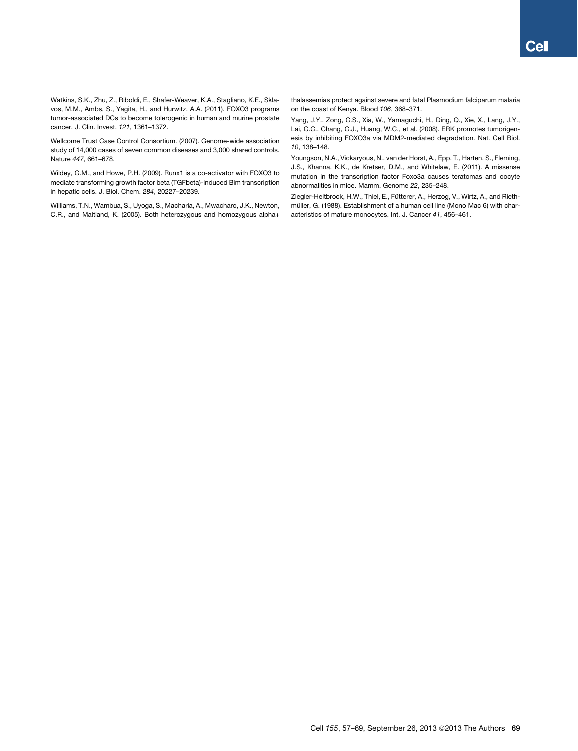Watkins, S.K., Zhu, Z., Riboldi, E., Shafer-Weaver, K.A., Stagliano, K.E., Sklavos, M.M., Ambs, S., Yagita, H., and Hurwitz, A.A. (2011). FOXO3 programs tumor-associated DCs to become tolerogenic in human and murine prostate cancer. J. Clin. Invest. *121*, 1361–1372.

Wellcome Trust Case Control Consortium. (2007). Genome-wide association study of 14,000 cases of seven common diseases and 3,000 shared controls. Nature *447*, 661–678.

Wildey, G.M., and Howe, P.H. (2009). Runx1 is a co-activator with FOXO3 to mediate transforming growth factor beta (TGFbeta)-induced Bim transcription in hepatic cells. J. Biol. Chem. *284*, 20227–20239.

Williams, T.N., Wambua, S., Uyoga, S., Macharia, A., Mwacharo, J.K., Newton, C.R., and Maitland, K. (2005). Both heterozygous and homozygous alpha+ thalassemias protect against severe and fatal Plasmodium falciparum malaria on the coast of Kenya. Blood *106*, 368–371.

Yang, J.Y., Zong, C.S., Xia, W., Yamaguchi, H., Ding, Q., Xie, X., Lang, J.Y., Lai, C.C., Chang, C.J., Huang, W.C., et al. (2008). ERK promotes tumorigenesis by inhibiting FOXO3a via MDM2-mediated degradation. Nat. Cell Biol. *10*, 138–148.

Youngson, N.A., Vickaryous, N., van der Horst, A., Epp, T., Harten, S., Fleming, J.S., Khanna, K.K., de Kretser, D.M., and Whitelaw, E. (2011). A missense mutation in the transcription factor Foxo3a causes teratomas and oocyte abnormalities in mice. Mamm. Genome *22*, 235–248.

Ziegler-Heitbrock, H.W., Thiel, E., Fütterer, A., Herzog, V., Wirtz, A., and Riethmüller, G. (1988). Establishment of a human cell line (Mono Mac 6) with characteristics of mature monocytes. Int. J. Cancer *41*, 456–461.